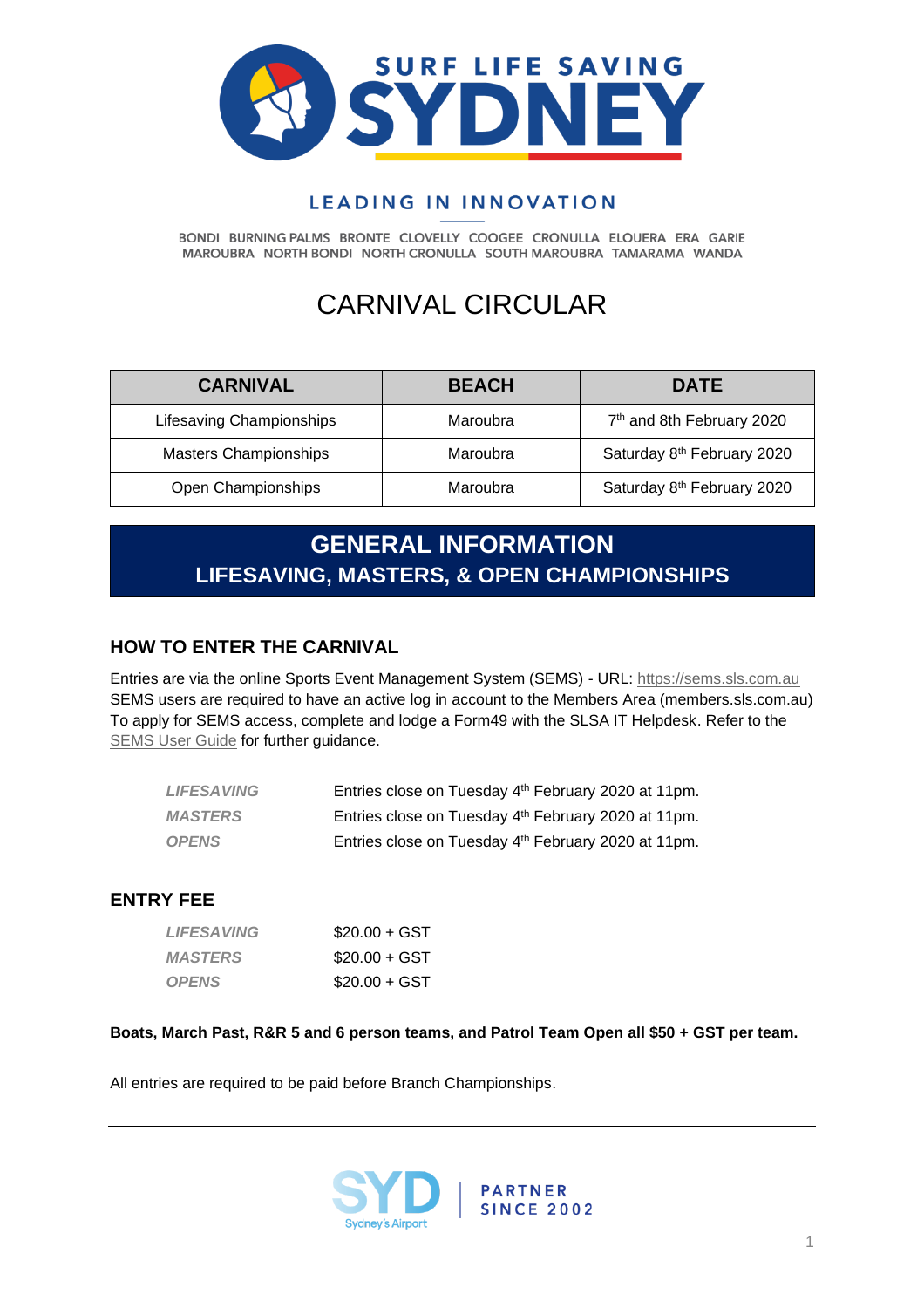SURF LIFE SAVING SYDNEY

LEADING IN INNOVATION

BONDI BURNING PALMS BRONTE CLOVELLY COOGEE CRONULLA ELOUERA ERA GARIE MAROUBRA NORTH BONDI NORTH CRONULLA SOUTH MAROUBRA TAMARAMA WANDA

# CARNIVAL CIRCULAR

| CARNIVAL | BEACH | DATE |
| --- | --- | --- |
| Lifesaving Championships | Maroubra | 7th and 8th February 2020 |
| Masters Championships | Maroubra | Saturday 8th February 2020 |
| Open Championships | Maroubra | Saturday 8th February 2020 |

## GENERAL INFORMATION
## LIFESAVING, MASTERS, & OPEN CHAMPIONSHIPS

### HOW TO ENTER THE CARNIVAL

Entries are via the online Sports Event Management System (SEMS) - URL: https://sems.sls.com.au SEMS users are required to have an active log in account to the Members Area (members.sls.com.au) To apply for SEMS access, complete and lodge a Form49 with the SLSA IT Helpdesk. Refer to the SEMS User Guide for further guidance.

| | |
| --- | --- |
| *LIFESAVING* | Entries close on Tuesday 4th February 2020 at 11pm. |
| *MASTERS* | Entries close on Tuesday 4th February 2020 at 11pm. |
| *OPENS* | Entries close on Tuesday 4th February 2020 at 11pm. |

### ENTRY FEE

| | |
| --- | --- |
| *LIFESAVING* | $20.00 + GST |
| *MASTERS* | $20.00 + GST |
| *OPENS* | $20.00 + GST |

**Boats, March Past, R&R 5 and 6 person teams, and Patrol Team Open all $50 + GST per team.**

All entries are required to be paid before Branch Championships.

SYD Sydney's Airport | PARTNER SINCE 2002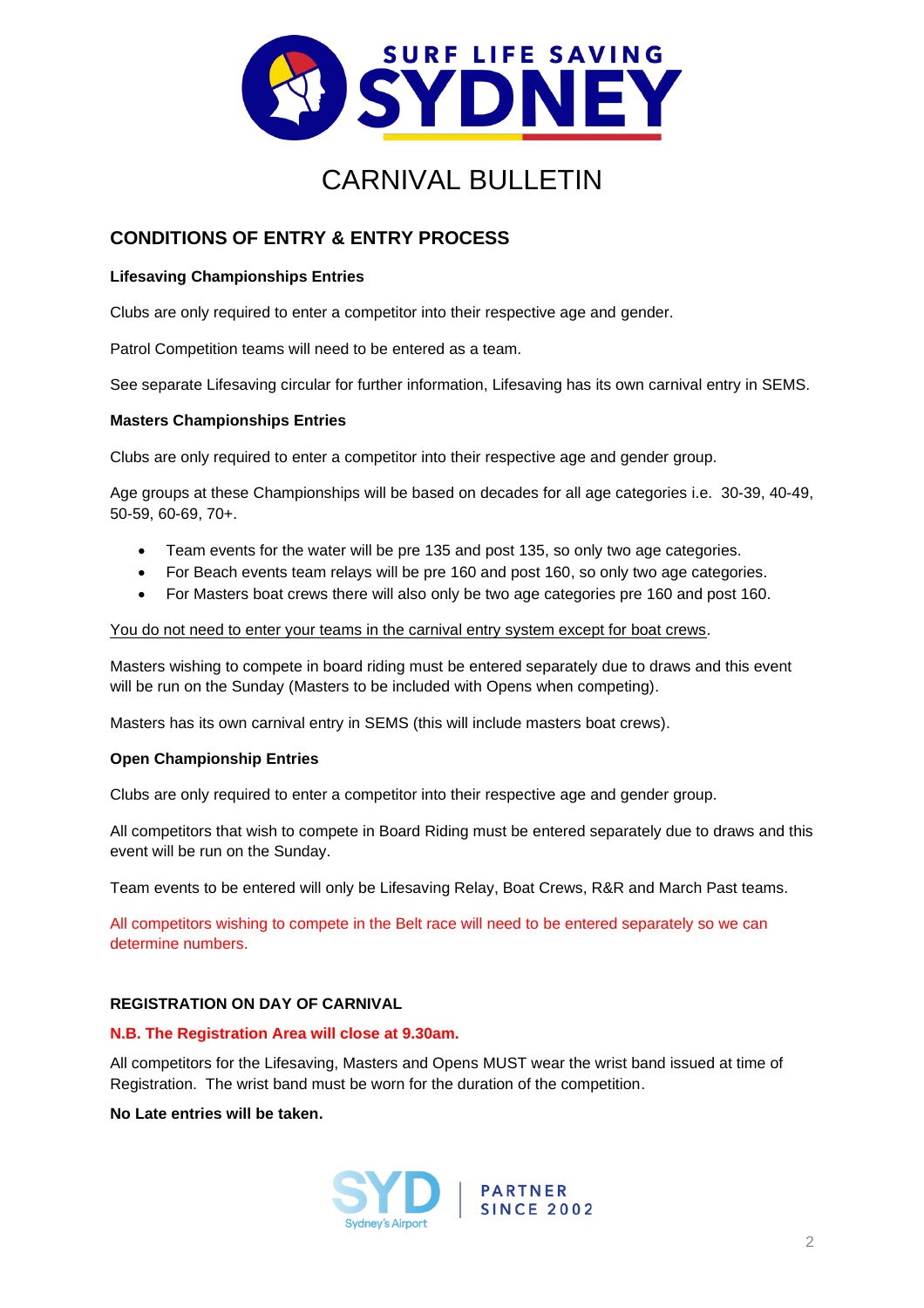# CARNIVAL BULLETIN

## CONDITIONS OF ENTRY & ENTRY PROCESS

**Lifesaving Championships Entries**

Clubs are only required to enter a competitor into their respective age and gender.

Patrol Competition teams will need to be entered as a team.

See separate Lifesaving circular for further information, Lifesaving has its own carnival entry in SEMS.

**Masters Championships Entries**

Clubs are only required to enter a competitor into their respective age and gender group.

Age groups at these Championships will be based on decades for all age categories i.e. 30-39, 40-49, 50-59, 60-69, 70+.

- Team events for the water will be pre 135 and post 135, so only two age categories.
- For Beach events team relays will be pre 160 and post 160, so only two age categories.
- For Masters boat crews there will also only be two age categories pre 160 and post 160.

<u>You do not need to enter your teams in the carnival entry system except for boat crews</u>.

Masters wishing to compete in board riding must be entered separately due to draws and this event will be run on the Sunday (Masters to be included with Opens when competing).

Masters has its own carnival entry in SEMS (this will include masters boat crews).

**Open Championship Entries**

Clubs are only required to enter a competitor into their respective age and gender group.

All competitors that wish to compete in Board Riding must be entered separately due to draws and this event will be run on the Sunday.

Team events to be entered will only be Lifesaving Relay, Boat Crews, R&R and March Past teams.

All competitors wishing to compete in the Belt race will need to be entered separately so we can determine numbers.

**REGISTRATION ON DAY OF CARNIVAL**

**N.B. The Registration Area will close at 9.30am.**

All competitors for the Lifesaving, Masters and Opens MUST wear the wrist band issued at time of Registration. The wrist band must be worn for the duration of the competition.

**No Late entries will be taken.**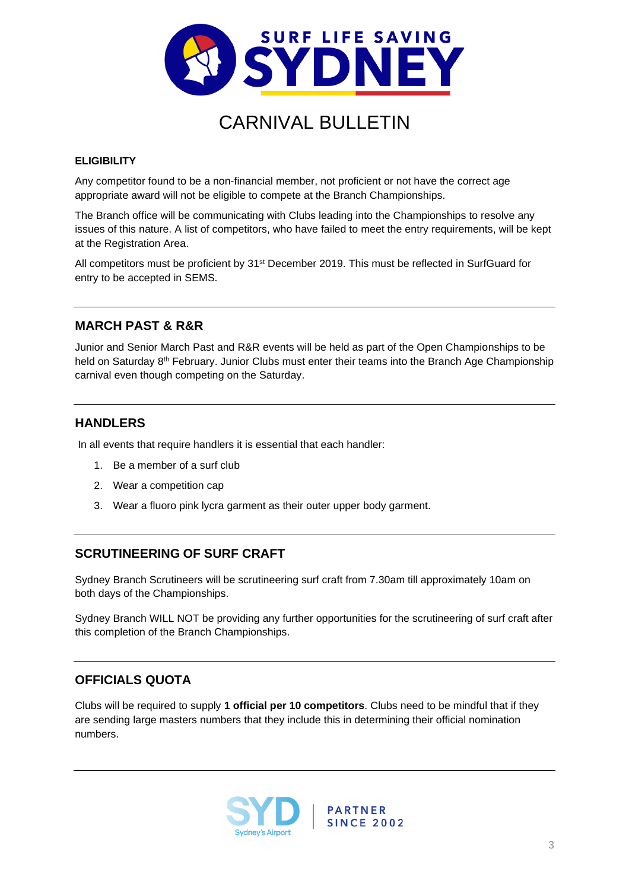# CARNIVAL BULLETIN

**ELIGIBILITY**

Any competitor found to be a non-financial member, not proficient or not have the correct age appropriate award will not be eligible to compete at the Branch Championships.

The Branch office will be communicating with Clubs leading into the Championships to resolve any issues of this nature. A list of competitors, who have failed to meet the entry requirements, will be kept at the Registration Area.

All competitors must be proficient by 31st December 2019. This must be reflected in SurfGuard for entry to be accepted in SEMS.

---

## MARCH PAST & R&R

Junior and Senior March Past and R&R events will be held as part of the Open Championships to be held on Saturday 8th February. Junior Clubs must enter their teams into the Branch Age Championship carnival even though competing on the Saturday.

---

## HANDLERS

In all events that require handlers it is essential that each handler:

1. Be a member of a surf club
2. Wear a competition cap
3. Wear a fluoro pink lycra garment as their outer upper body garment.

---

## SCRUTINEERING OF SURF CRAFT

Sydney Branch Scrutineers will be scrutineering surf craft from 7.30am till approximately 10am on both days of the Championships.

Sydney Branch WILL NOT be providing any further opportunities for the scrutineering of surf craft after this completion of the Branch Championships.

---

## OFFICIALS QUOTA

Clubs will be required to supply **1 official per 10 competitors**. Clubs need to be mindful that if they are sending large masters numbers that they include this in determining their official nomination numbers.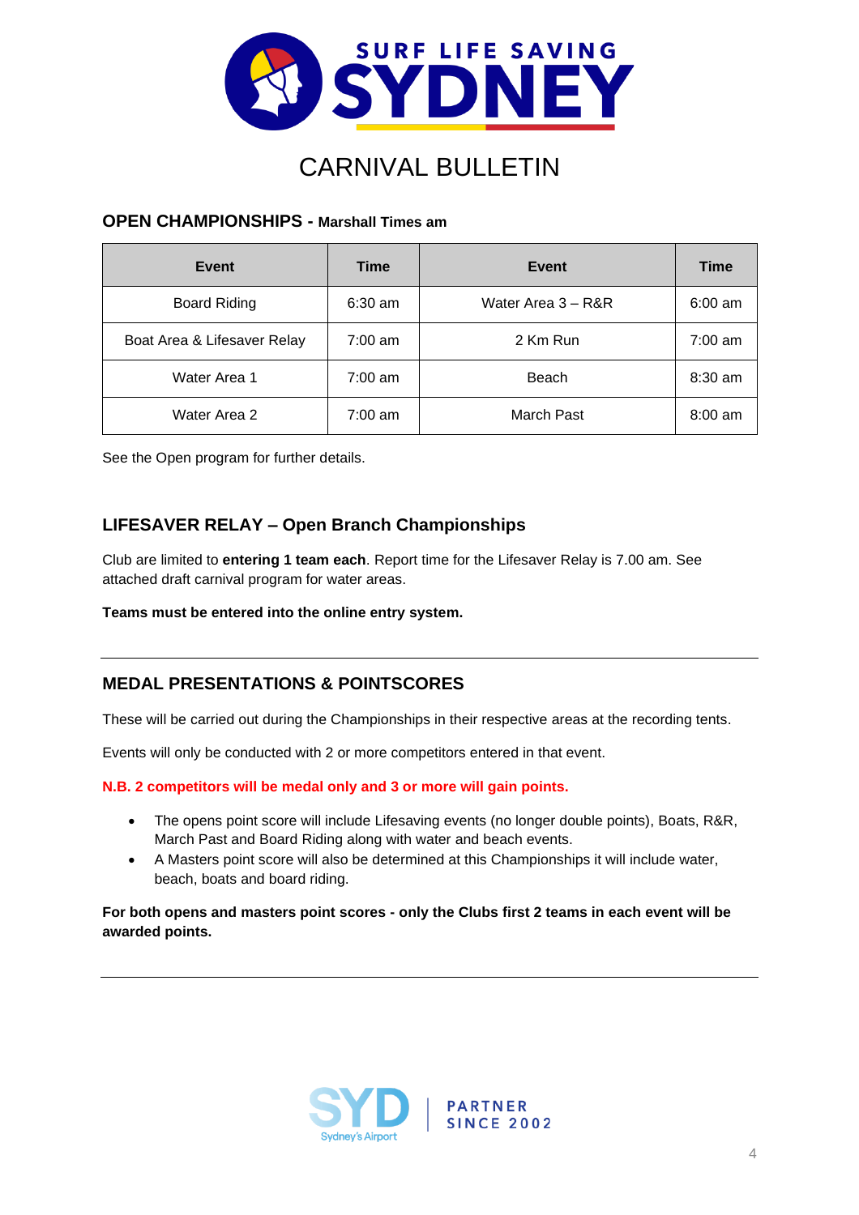# CARNIVAL BULLETIN

## OPEN CHAMPIONSHIPS - Marshall Times am

| Event | Time | Event | Time |
|---|---|---|---|
| Board Riding | 6:30 am | Water Area 3 – R&R | 6:00 am |
| Boat Area & Lifesaver Relay | 7:00 am | 2 Km Run | 7:00 am |
| Water Area 1 | 7:00 am | Beach | 8:30 am |
| Water Area 2 | 7:00 am | March Past | 8:00 am |

See the Open program for further details.

## LIFESAVER RELAY – Open Branch Championships

Club are limited to **entering 1 team each**. Report time for the Lifesaver Relay is 7.00 am. See attached draft carnival program for water areas.

**Teams must be entered into the online entry system.**

---

## MEDAL PRESENTATIONS & POINTSCORES

These will be carried out during the Championships in their respective areas at the recording tents.

Events will only be conducted with 2 or more competitors entered in that event.

**N.B. 2 competitors will be medal only and 3 or more will gain points.**

- The opens point score will include Lifesaving events (no longer double points), Boats, R&R, March Past and Board Riding along with water and beach events.
- A Masters point score will also be determined at this Championships it will include water, beach, boats and board riding.

**For both opens and masters point scores - only the Clubs first 2 teams in each event will be awarded points.**

---

SYD Sydney's Airport | PARTNER SINCE 2002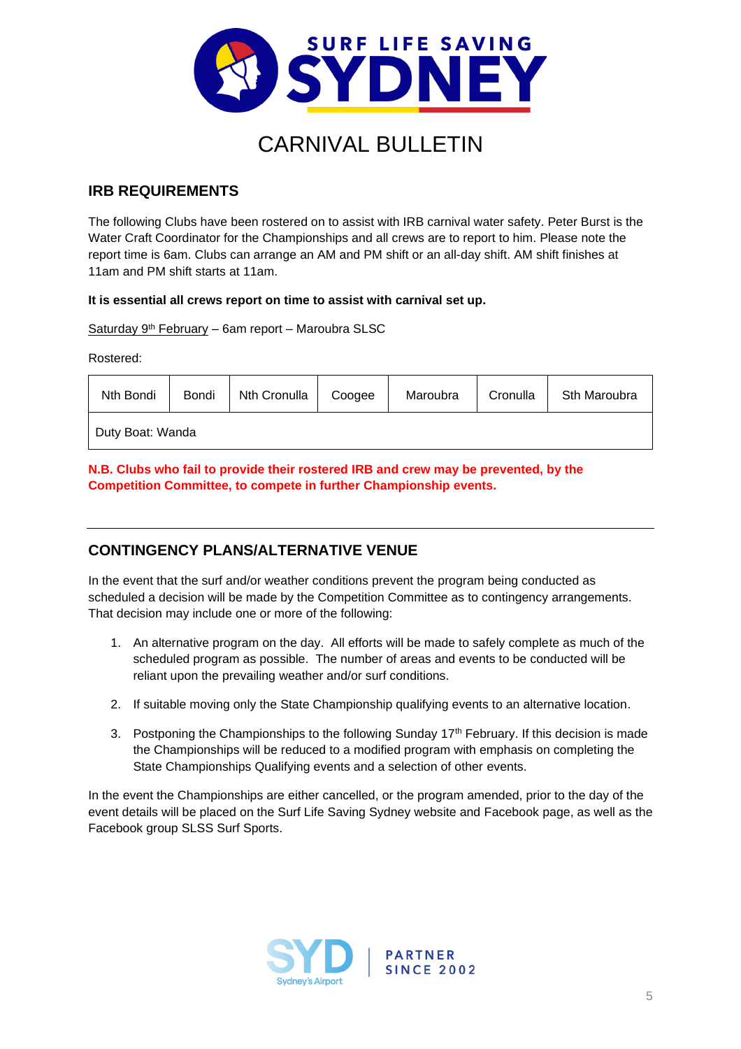# CARNIVAL BULLETIN

## IRB REQUIREMENTS

The following Clubs have been rostered on to assist with IRB carnival water safety. Peter Burst is the Water Craft Coordinator for the Championships and all crews are to report to him. Please note the report time is 6am. Clubs can arrange an AM and PM shift or an all-day shift. AM shift finishes at 11am and PM shift starts at 11am.

**It is essential all crews report on time to assist with carnival set up.**

Saturday 9th February – 6am report – Maroubra SLSC

Rostered:

| Nth Bondi | Bondi | Nth Cronulla | Coogee | Maroubra | Cronulla | Sth Maroubra |
|---|---|---|---|---|---|---|
| Duty Boat: Wanda | | | | | | |

**N.B. Clubs who fail to provide their rostered IRB and crew may be prevented, by the Competition Committee, to compete in further Championship events.**

---

## CONTINGENCY PLANS/ALTERNATIVE VENUE

In the event that the surf and/or weather conditions prevent the program being conducted as scheduled a decision will be made by the Competition Committee as to contingency arrangements. That decision may include one or more of the following:

1. An alternative program on the day. All efforts will be made to safely complete as much of the scheduled program as possible. The number of areas and events to be conducted will be reliant upon the prevailing weather and/or surf conditions.
2. If suitable moving only the State Championship qualifying events to an alternative location.
3. Postponing the Championships to the following Sunday 17th February. If this decision is made the Championships will be reduced to a modified program with emphasis on completing the State Championships Qualifying events and a selection of other events.

In the event the Championships are either cancelled, or the program amended, prior to the day of the event details will be placed on the Surf Life Saving Sydney website and Facebook page, as well as the Facebook group SLSS Surf Sports.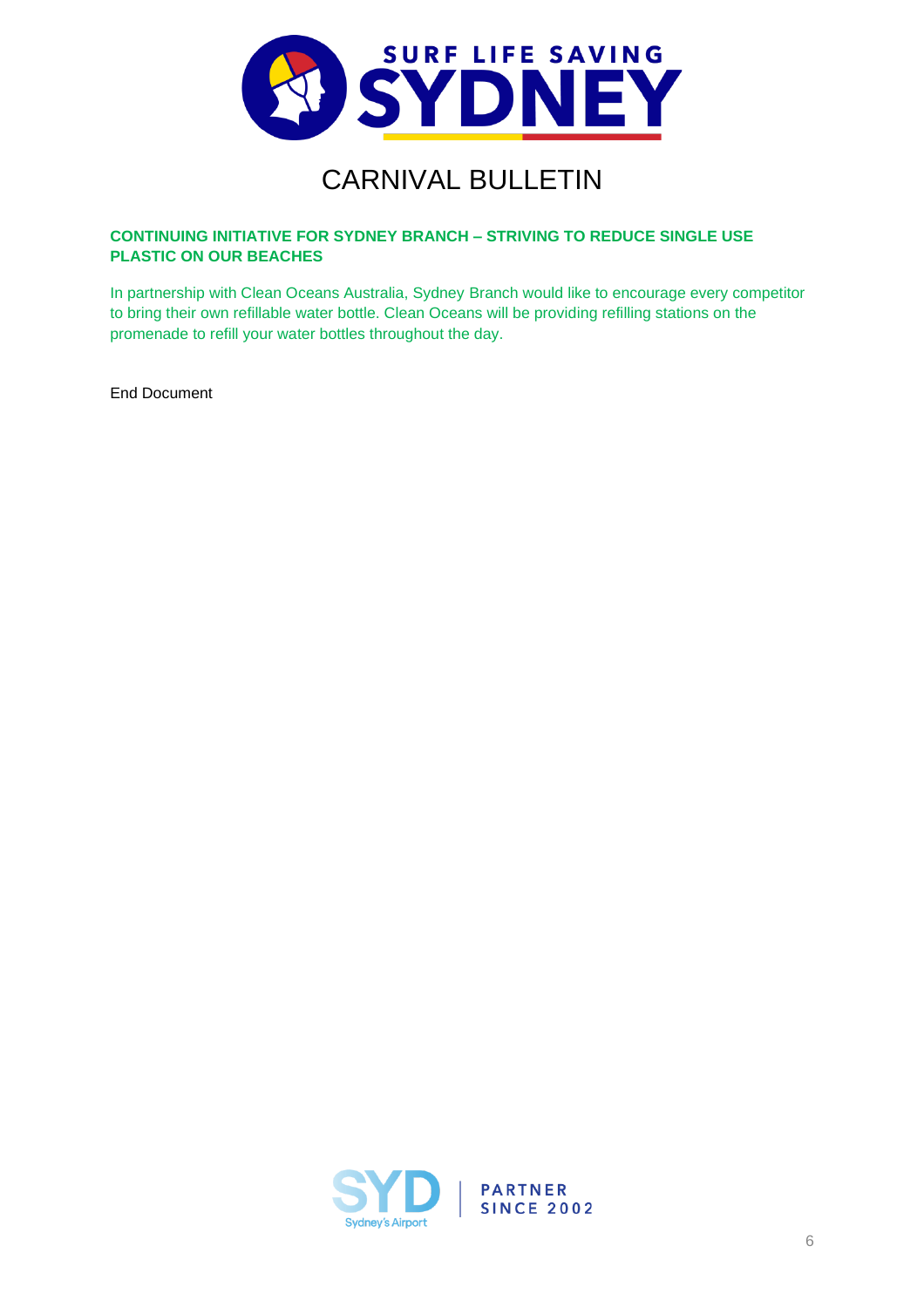# CARNIVAL BULLETIN

**CONTINUING INITIATIVE FOR SYDNEY BRANCH – STRIVING TO REDUCE SINGLE USE PLASTIC ON OUR BEACHES**

In partnership with Clean Oceans Australia, Sydney Branch would like to encourage every competitor to bring their own refillable water bottle. Clean Oceans will be providing refilling stations on the promenade to refill your water bottles throughout the day.

End Document